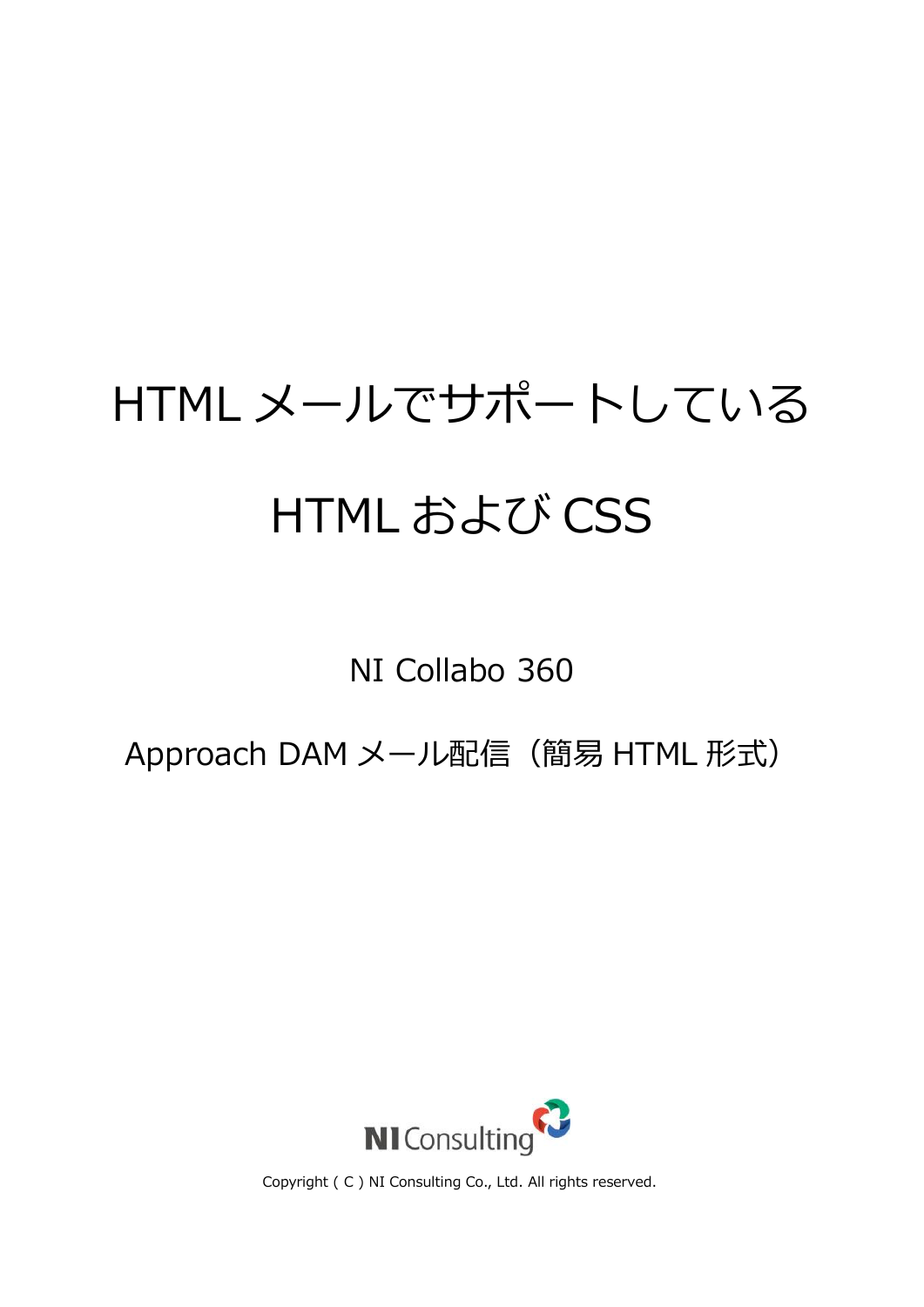# HTML メールでサポートしている

# HTML および CSS

NI Collabo 360

Approach DAM メール配信（簡易 HTML 形式）

NI Consulting

Copyright ( C ) NI Consulting Co., Ltd. All rights reserved.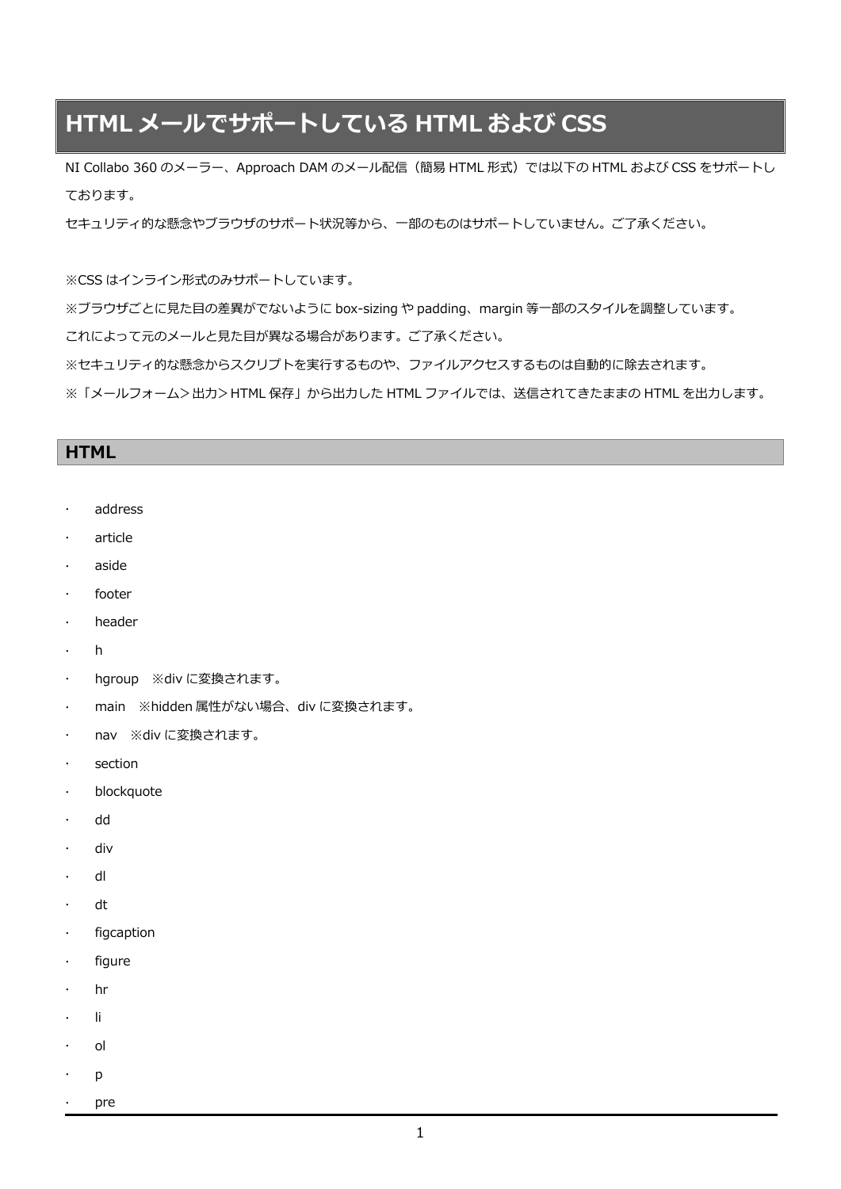# HTML メールでサポートしている HTML および CSS

NI Collabo 360 のメーラー、Approach DAM のメール配信（簡易 HTML 形式）では以下の HTML および CSS をサポートしております。

セキュリティ的な懸念やブラウザのサポート状況等から、一部のものはサポートしていません。ご了承ください。

※CSS はインライン形式のみサポートしています。

※ブラウザごとに見た目の差異がでないように box-sizing や padding、margin 等一部のスタイルを調整しています。

これによって元のメールと見た目が異なる場合があります。ご了承ください。

※セキュリティ的な懸念からスクリプトを実行するものや、ファイルアクセスするものは自動的に除去されます。

※「メールフォーム＞出力＞HTML 保存」から出力した HTML ファイルでは、送信されてきたままの HTML を出力します。

## HTML

- address
- article
- aside
- footer
- header
- h
- hgroup　※div に変換されます。
- main　※hidden 属性がない場合、div に変換されます。
- nav　※div に変換されます。
- section
- blockquote
- dd
- div
- dl
- dt
- figcaption
- figure
- hr
- li
- ol
- p
- pre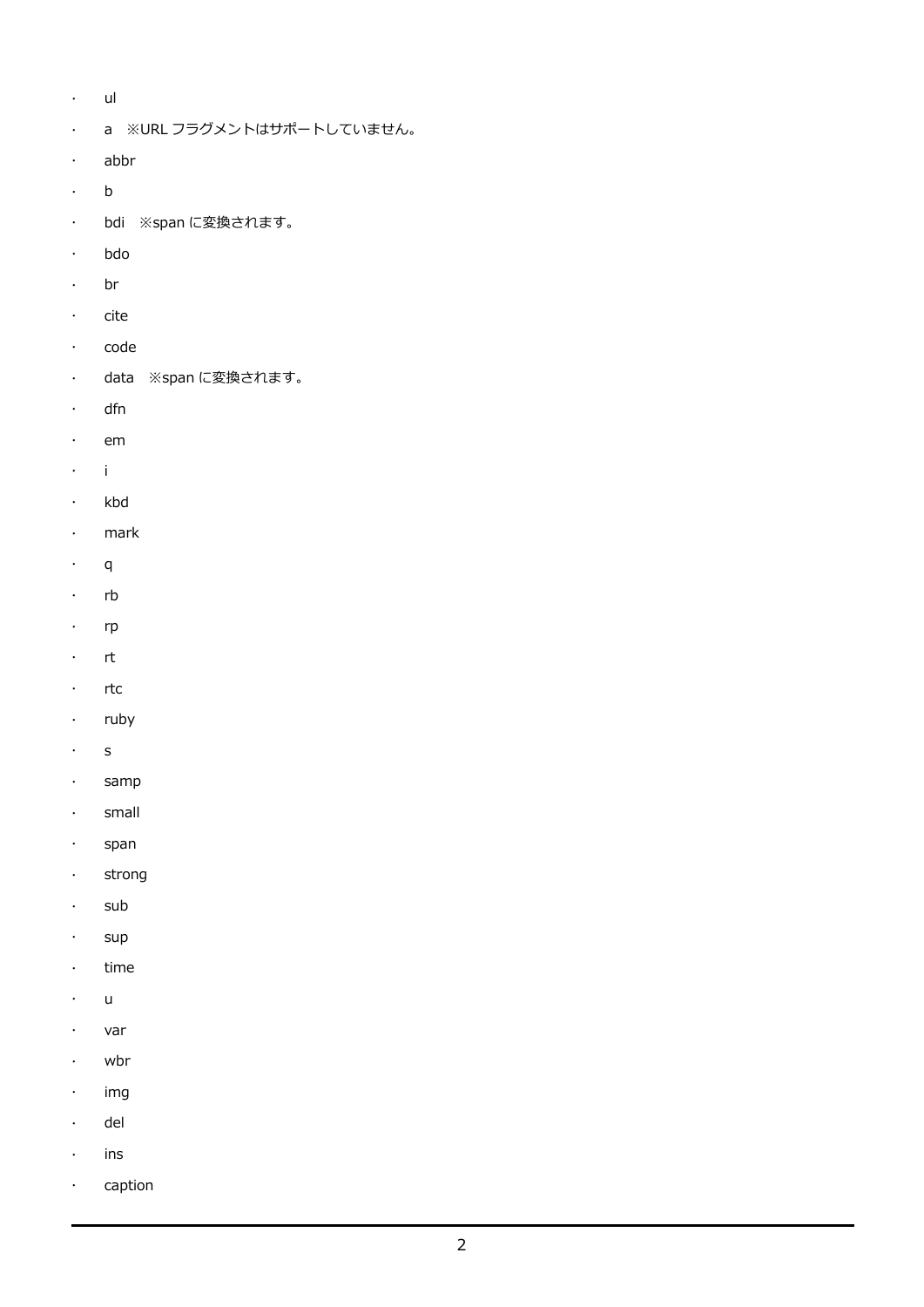- ul
- a　※URL フラグメントはサポートしていません。
- abbr
- b
- bdi　※span に変換されます。
- bdo
- br
- cite
- code
- data　※span に変換されます。
- dfn
- em
- i
- kbd
- mark
- q
- rb
- rp
- rt
- rtc
- ruby
- s
- samp
- small
- span
- strong
- sub
- sup
- time
- u
- var
- wbr
- img
- del
- ins
- caption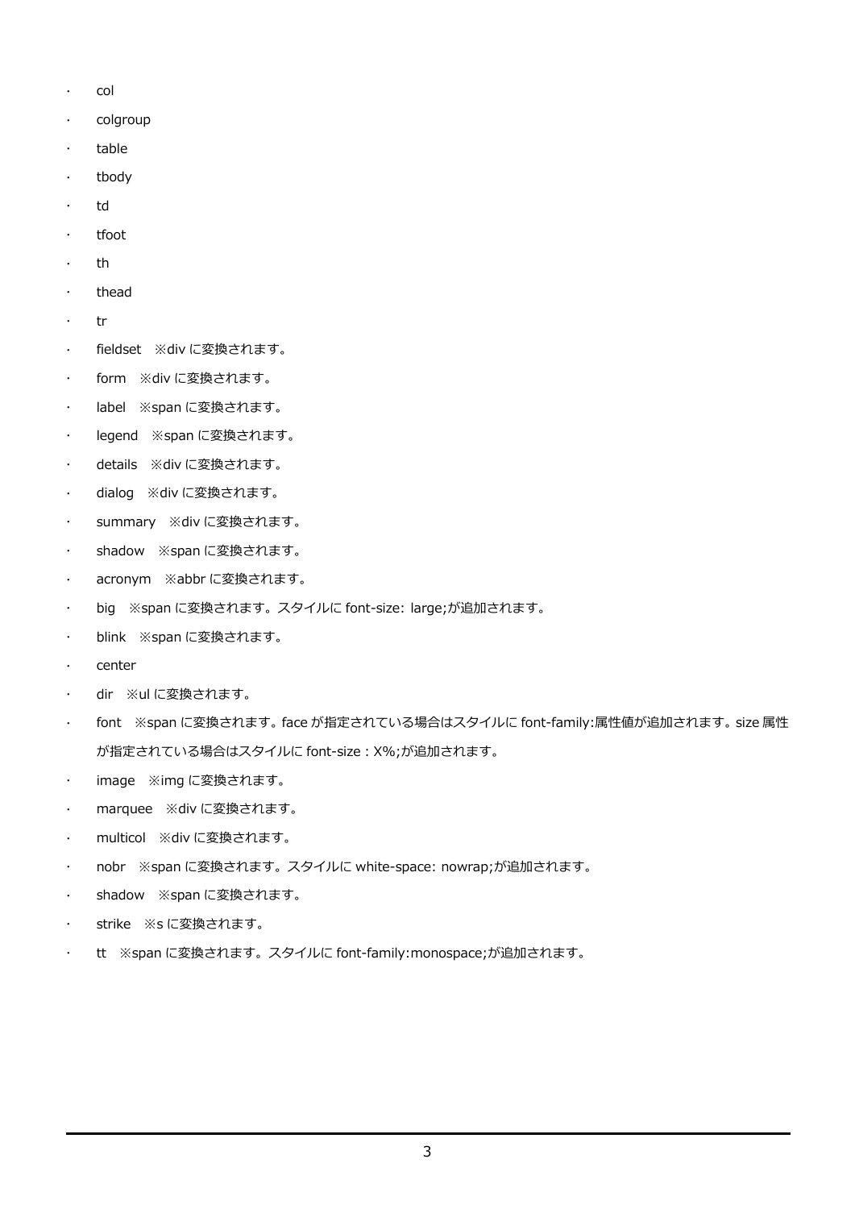- col
- colgroup
- table
- tbody
- td
- tfoot
- th
- thead
- tr
- fieldset　※div に変換されます。
- form　※div に変換されます。
- label　※span に変換されます。
- legend　※span に変換されます。
- details　※div に変換されます。
- dialog　※div に変換されます。
- summary　※div に変換されます。
- shadow　※span に変換されます。
- acronym　※abbr に変換されます。
- big　※span に変換されます。スタイルに font-size: large;が追加されます。
- blink　※span に変換されます。
- center
- dir　※ul に変換されます。
- font　※span に変換されます。face が指定されている場合はスタイルに font-family:属性値が追加されます。size 属性が指定されている場合はスタイルに font-size : X%;が追加されます。
- image　※img に変換されます。
- marquee　※div に変換されます。
- multicol　※div に変換されます。
- nobr　※span に変換されます。スタイルに white-space: nowrap;が追加されます。
- shadow　※span に変換されます。
- strike　※s に変換されます。
- tt　※span に変換されます。スタイルに font-family:monospace;が追加されます。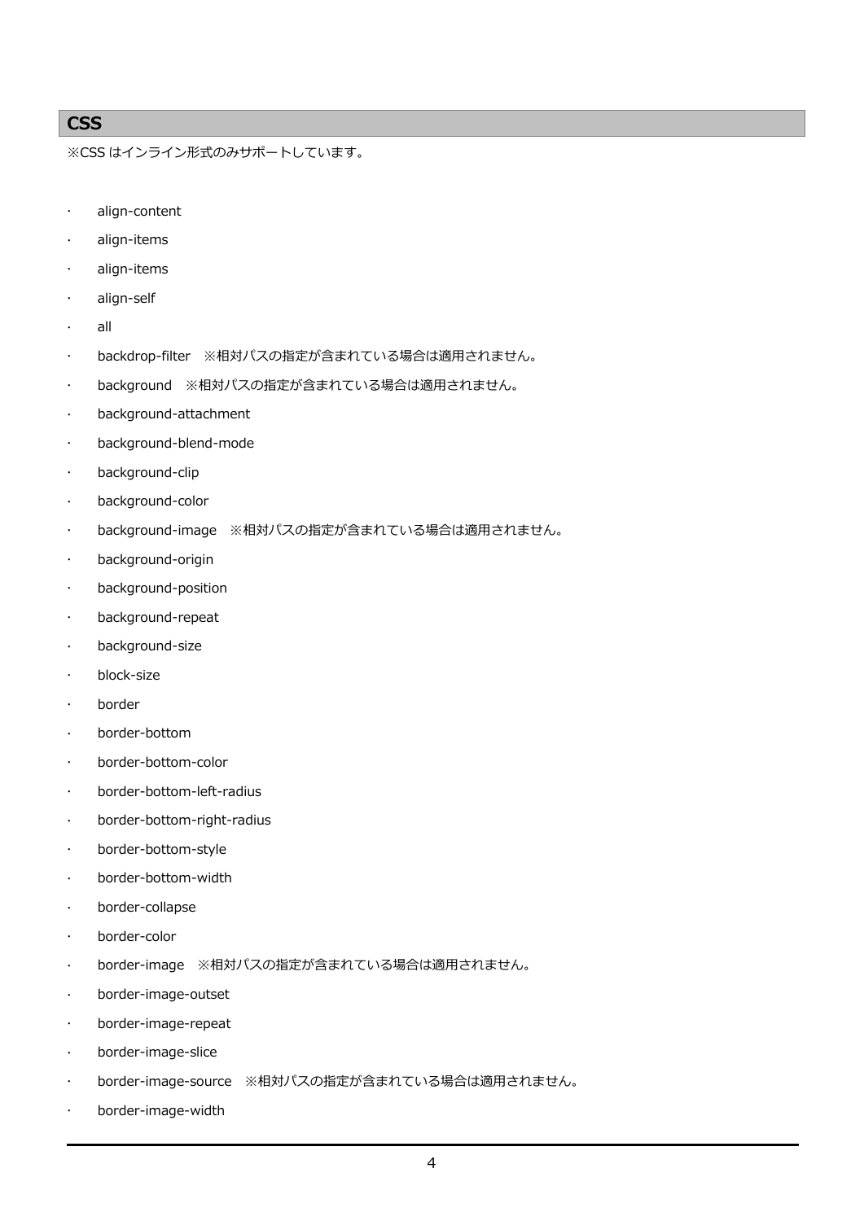## CSS

※CSS はインライン形式のみサポートしています。

- align-content
- align-items
- align-items
- align-self
- all
- backdrop-filter　※相対パスの指定が含まれている場合は適用されません。
- background　※相対パスの指定が含まれている場合は適用されません。
- background-attachment
- background-blend-mode
- background-clip
- background-color
- background-image　※相対パスの指定が含まれている場合は適用されません。
- background-origin
- background-position
- background-repeat
- background-size
- block-size
- border
- border-bottom
- border-bottom-color
- border-bottom-left-radius
- border-bottom-right-radius
- border-bottom-style
- border-bottom-width
- border-collapse
- border-color
- border-image　※相対パスの指定が含まれている場合は適用されません。
- border-image-outset
- border-image-repeat
- border-image-slice
- border-image-source　※相対パスの指定が含まれている場合は適用されません。
- border-image-width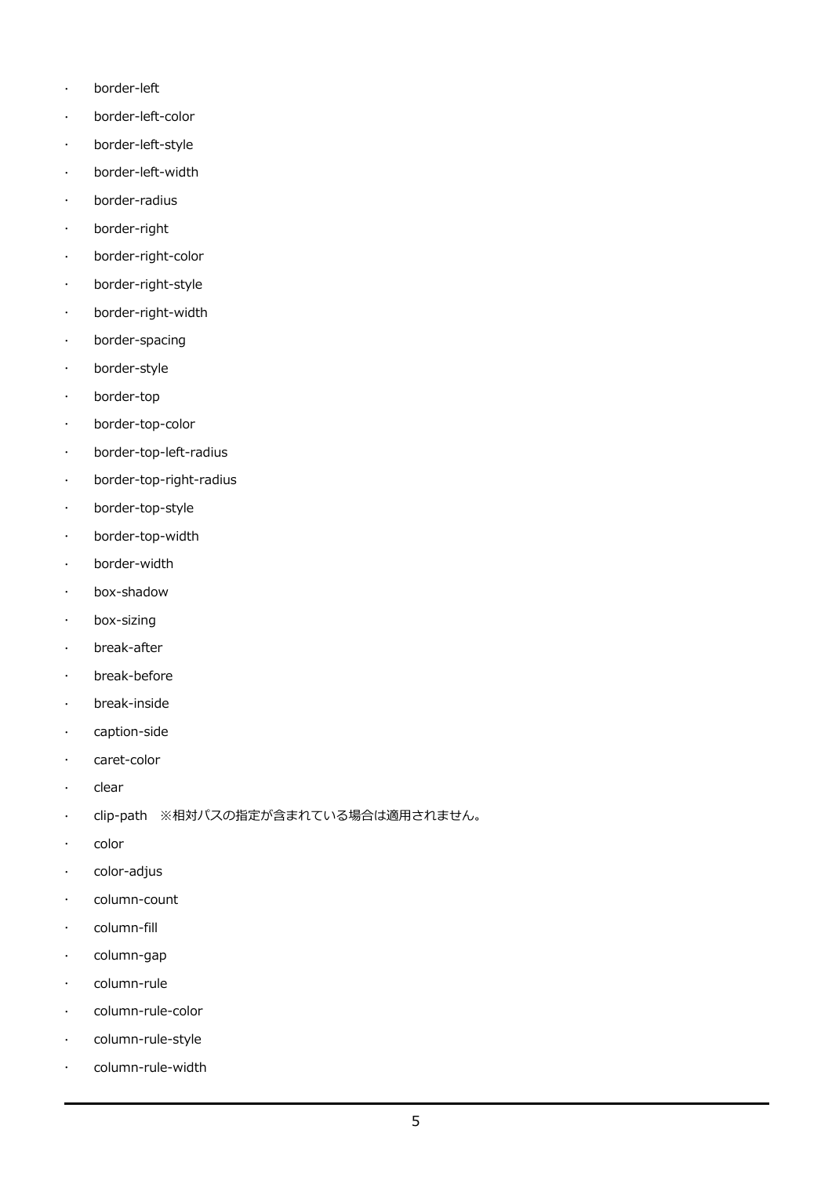- border-left
- border-left-color
- border-left-style
- border-left-width
- border-radius
- border-right
- border-right-color
- border-right-style
- border-right-width
- border-spacing
- border-style
- border-top
- border-top-color
- border-top-left-radius
- border-top-right-radius
- border-top-style
- border-top-width
- border-width
- box-shadow
- box-sizing
- break-after
- break-before
- break-inside
- caption-side
- caret-color
- clear
- clip-path　※相対パスの指定が含まれている場合は適用されません。
- color
- color-adjus
- column-count
- column-fill
- column-gap
- column-rule
- column-rule-color
- column-rule-style
- column-rule-width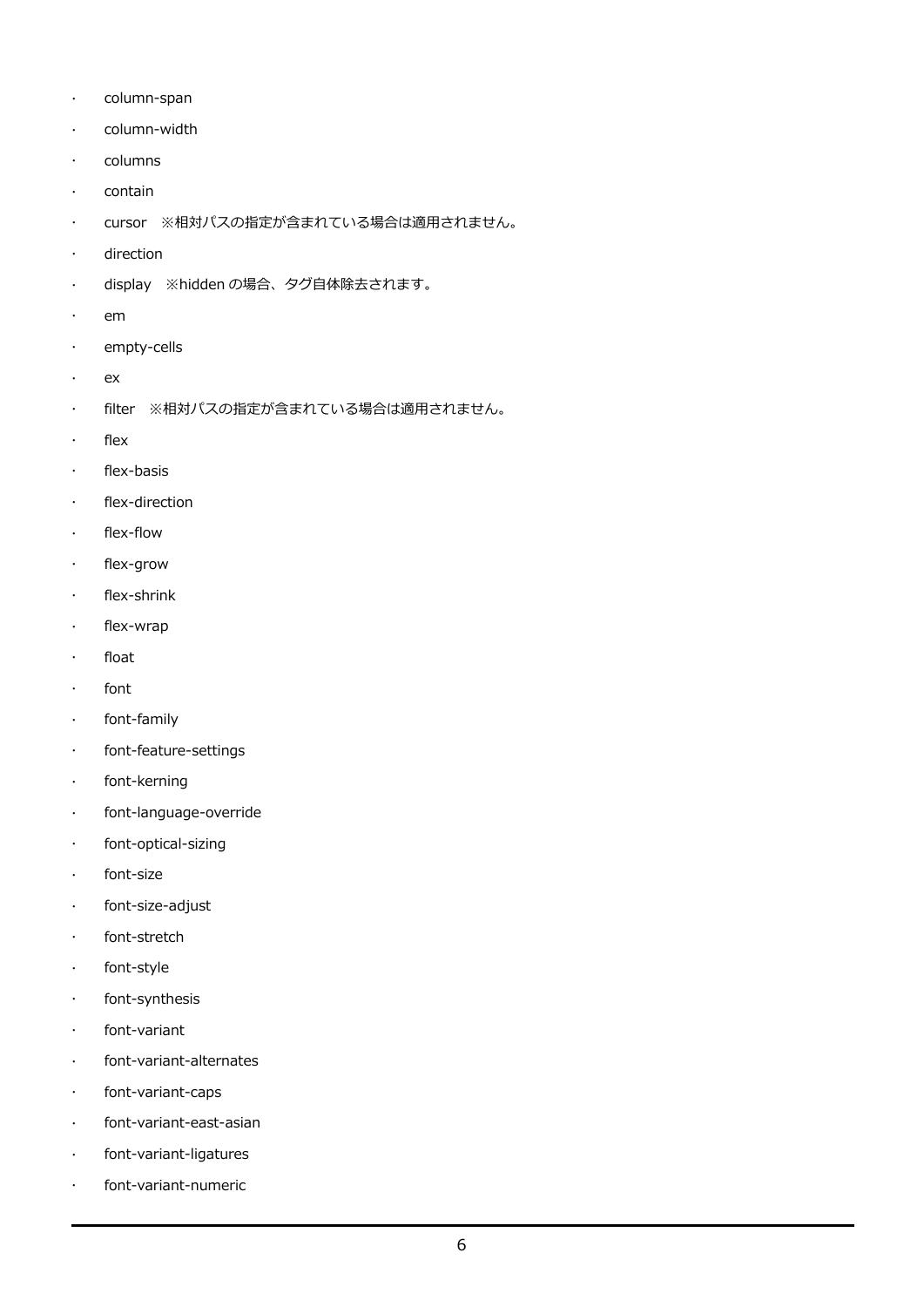- column-span
- column-width
- columns
- contain
- cursor　※相対パスの指定が含まれている場合は適用されません。
- direction
- display　※hidden の場合、タグ自体除去されます。
- em
- empty-cells
- ex
- filter　※相対パスの指定が含まれている場合は適用されません。
- flex
- flex-basis
- flex-direction
- flex-flow
- flex-grow
- flex-shrink
- flex-wrap
- float
- font
- font-family
- font-feature-settings
- font-kerning
- font-language-override
- font-optical-sizing
- font-size
- font-size-adjust
- font-stretch
- font-style
- font-synthesis
- font-variant
- font-variant-alternates
- font-variant-caps
- font-variant-east-asian
- font-variant-ligatures
- font-variant-numeric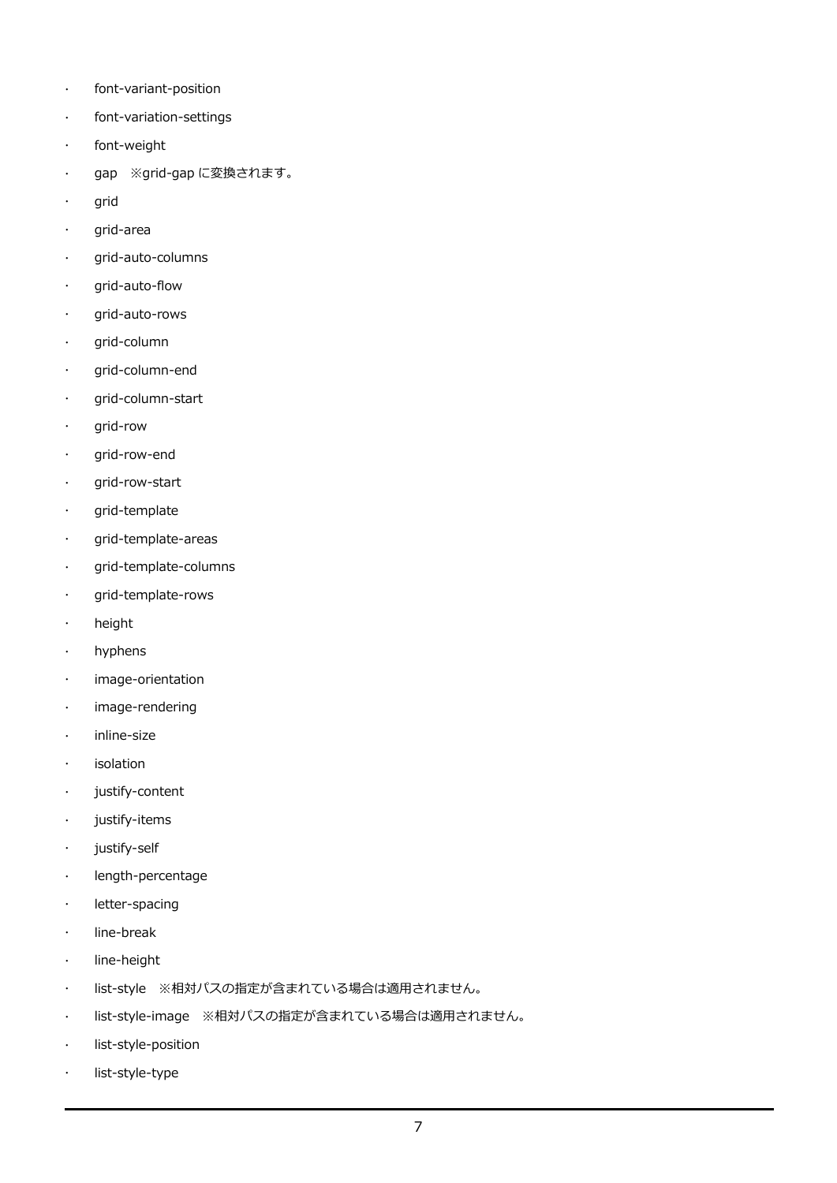- font-variant-position
- font-variation-settings
- font-weight
- gap　※grid-gap に変換されます。
- grid
- grid-area
- grid-auto-columns
- grid-auto-flow
- grid-auto-rows
- grid-column
- grid-column-end
- grid-column-start
- grid-row
- grid-row-end
- grid-row-start
- grid-template
- grid-template-areas
- grid-template-columns
- grid-template-rows
- height
- hyphens
- image-orientation
- image-rendering
- inline-size
- isolation
- justify-content
- justify-items
- justify-self
- length-percentage
- letter-spacing
- line-break
- line-height
- list-style　※相対パスの指定が含まれている場合は適用されません。
- list-style-image　※相対パスの指定が含まれている場合は適用されません。
- list-style-position
- list-style-type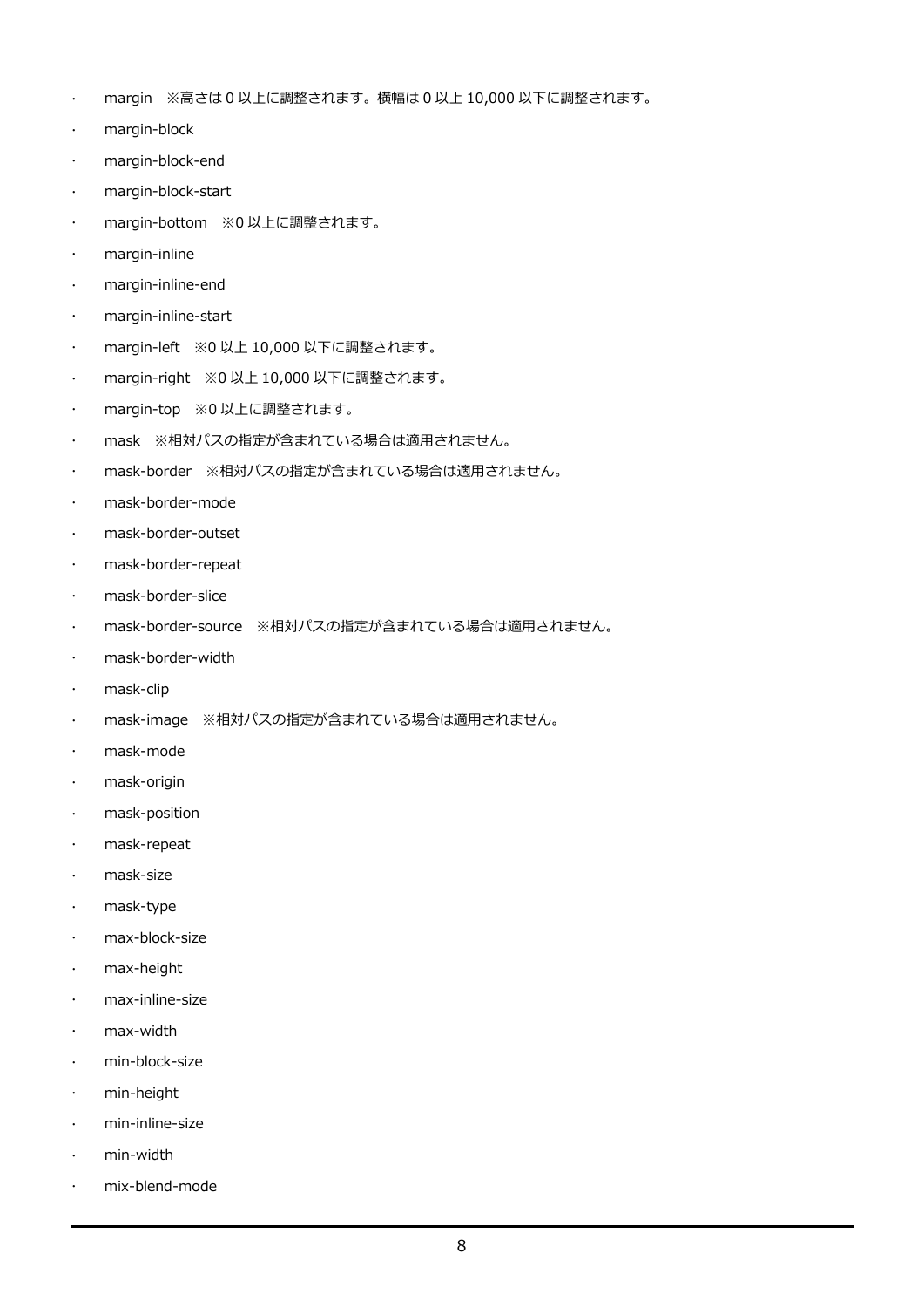- margin　※高さは 0 以上に調整されます。横幅は 0 以上 10,000 以下に調整されます。
- margin-block
- margin-block-end
- margin-block-start
- margin-bottom　※0 以上に調整されます。
- margin-inline
- margin-inline-end
- margin-inline-start
- margin-left　※0 以上 10,000 以下に調整されます。
- margin-right　※0 以上 10,000 以下に調整されます。
- margin-top　※0 以上に調整されます。
- mask　※相対パスの指定が含まれている場合は適用されません。
- mask-border　※相対パスの指定が含まれている場合は適用されません。
- mask-border-mode
- mask-border-outset
- mask-border-repeat
- mask-border-slice
- mask-border-source　※相対パスの指定が含まれている場合は適用されません。
- mask-border-width
- mask-clip
- mask-image　※相対パスの指定が含まれている場合は適用されません。
- mask-mode
- mask-origin
- mask-position
- mask-repeat
- mask-size
- mask-type
- max-block-size
- max-height
- max-inline-size
- max-width
- min-block-size
- min-height
- min-inline-size
- min-width
- mix-blend-mode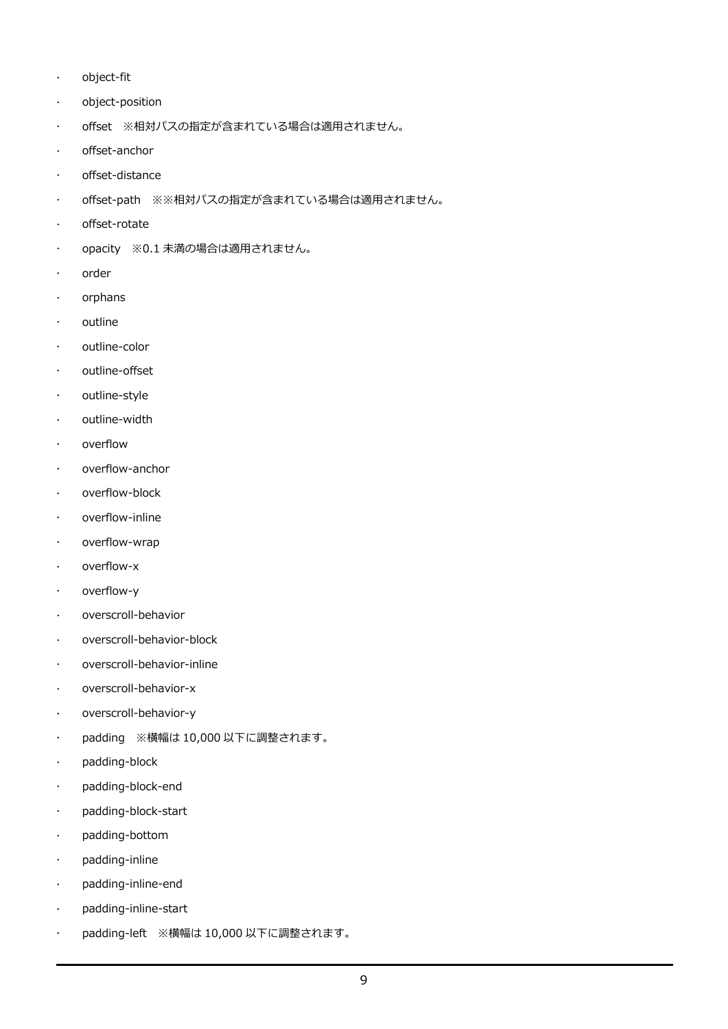- object-fit
- object-position
- offset　※相対パスの指定が含まれている場合は適用されません。
- offset-anchor
- offset-distance
- offset-path　※※相対パスの指定が含まれている場合は適用されません。
- offset-rotate
- opacity　※0.1 未満の場合は適用されません。
- order
- orphans
- outline
- outline-color
- outline-offset
- outline-style
- outline-width
- overflow
- overflow-anchor
- overflow-block
- overflow-inline
- overflow-wrap
- overflow-x
- overflow-y
- overscroll-behavior
- overscroll-behavior-block
- overscroll-behavior-inline
- overscroll-behavior-x
- overscroll-behavior-y
- padding　※横幅は 10,000 以下に調整されます。
- padding-block
- padding-block-end
- padding-block-start
- padding-bottom
- padding-inline
- padding-inline-end
- padding-inline-start
- padding-left　※横幅は 10,000 以下に調整されます。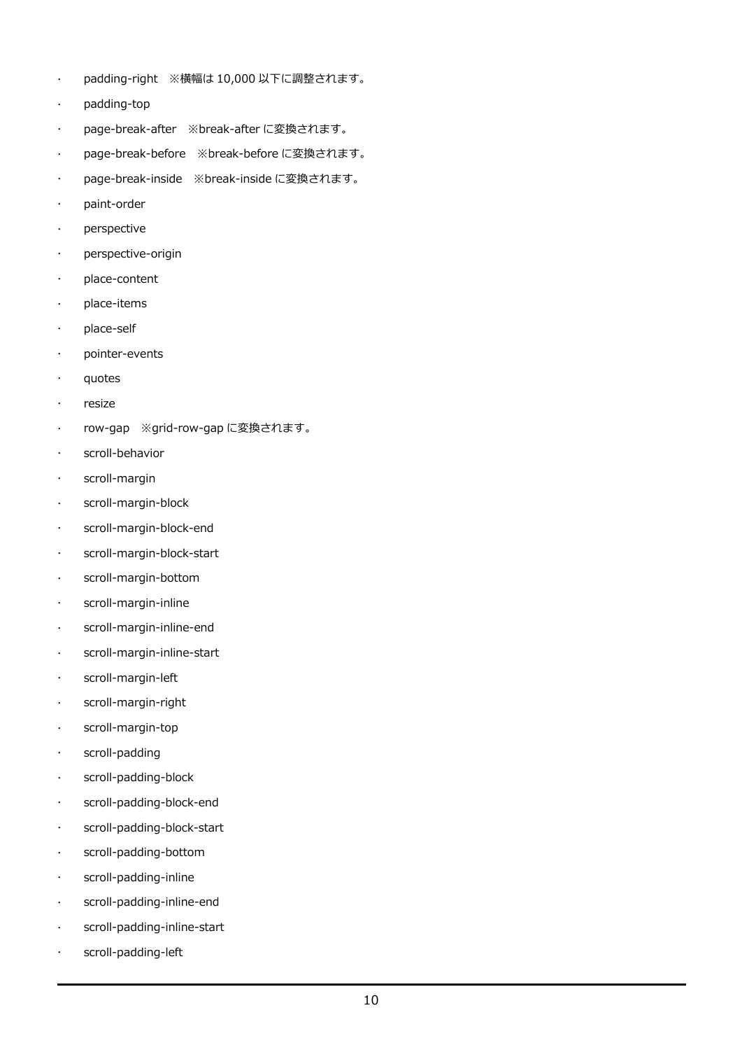- padding-right　※横幅は 10,000 以下に調整されます。
- padding-top
- page-break-after　※break-after に変換されます。
- page-break-before　※break-before に変換されます。
- page-break-inside　※break-inside に変換されます。
- paint-order
- perspective
- perspective-origin
- place-content
- place-items
- place-self
- pointer-events
- quotes
- resize
- row-gap　※grid-row-gap に変換されます。
- scroll-behavior
- scroll-margin
- scroll-margin-block
- scroll-margin-block-end
- scroll-margin-block-start
- scroll-margin-bottom
- scroll-margin-inline
- scroll-margin-inline-end
- scroll-margin-inline-start
- scroll-margin-left
- scroll-margin-right
- scroll-margin-top
- scroll-padding
- scroll-padding-block
- scroll-padding-block-end
- scroll-padding-block-start
- scroll-padding-bottom
- scroll-padding-inline
- scroll-padding-inline-end
- scroll-padding-inline-start
- scroll-padding-left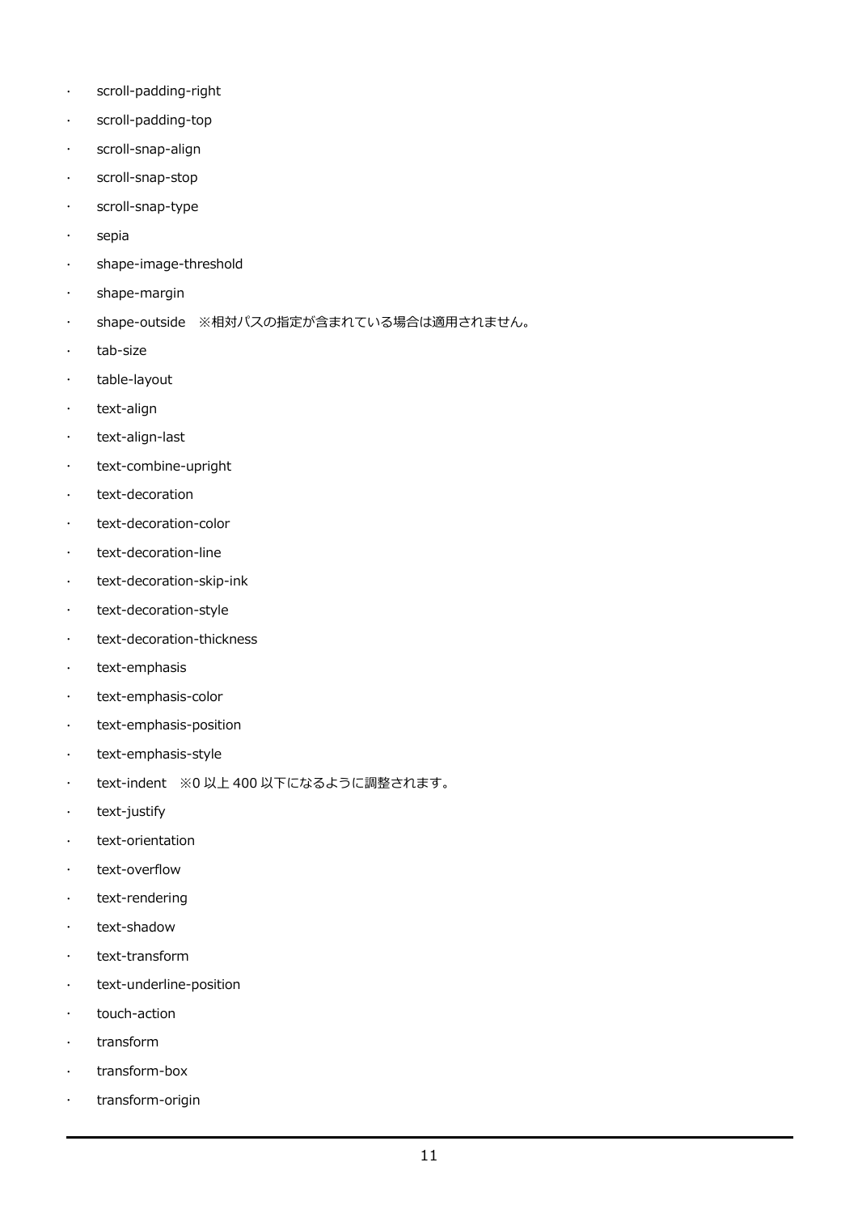- scroll-padding-right
- scroll-padding-top
- scroll-snap-align
- scroll-snap-stop
- scroll-snap-type
- sepia
- shape-image-threshold
- shape-margin
- shape-outside　※相対パスの指定が含まれている場合は適用されません。
- tab-size
- table-layout
- text-align
- text-align-last
- text-combine-upright
- text-decoration
- text-decoration-color
- text-decoration-line
- text-decoration-skip-ink
- text-decoration-style
- text-decoration-thickness
- text-emphasis
- text-emphasis-color
- text-emphasis-position
- text-emphasis-style
- text-indent　※0 以上 400 以下になるように調整されます。
- text-justify
- text-orientation
- text-overflow
- text-rendering
- text-shadow
- text-transform
- text-underline-position
- touch-action
- transform
- transform-box
- transform-origin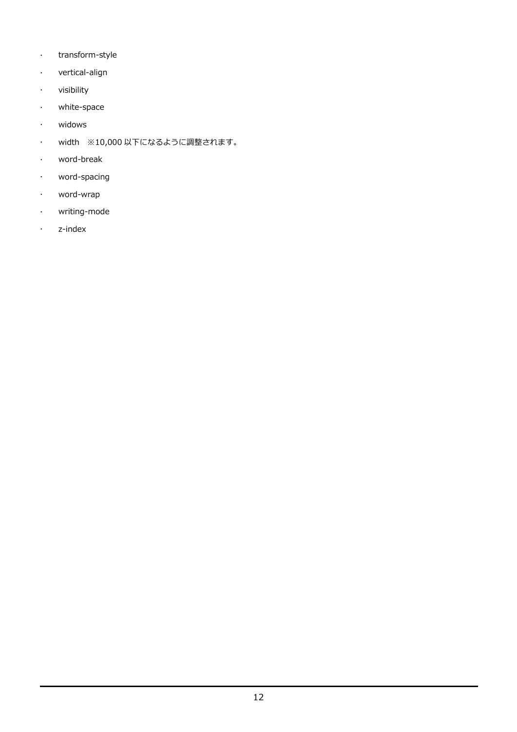- transform-style
- vertical-align
- visibility
- white-space
- widows
- width　※10,000 以下になるように調整されます。
- word-break
- word-spacing
- word-wrap
- writing-mode
- z-index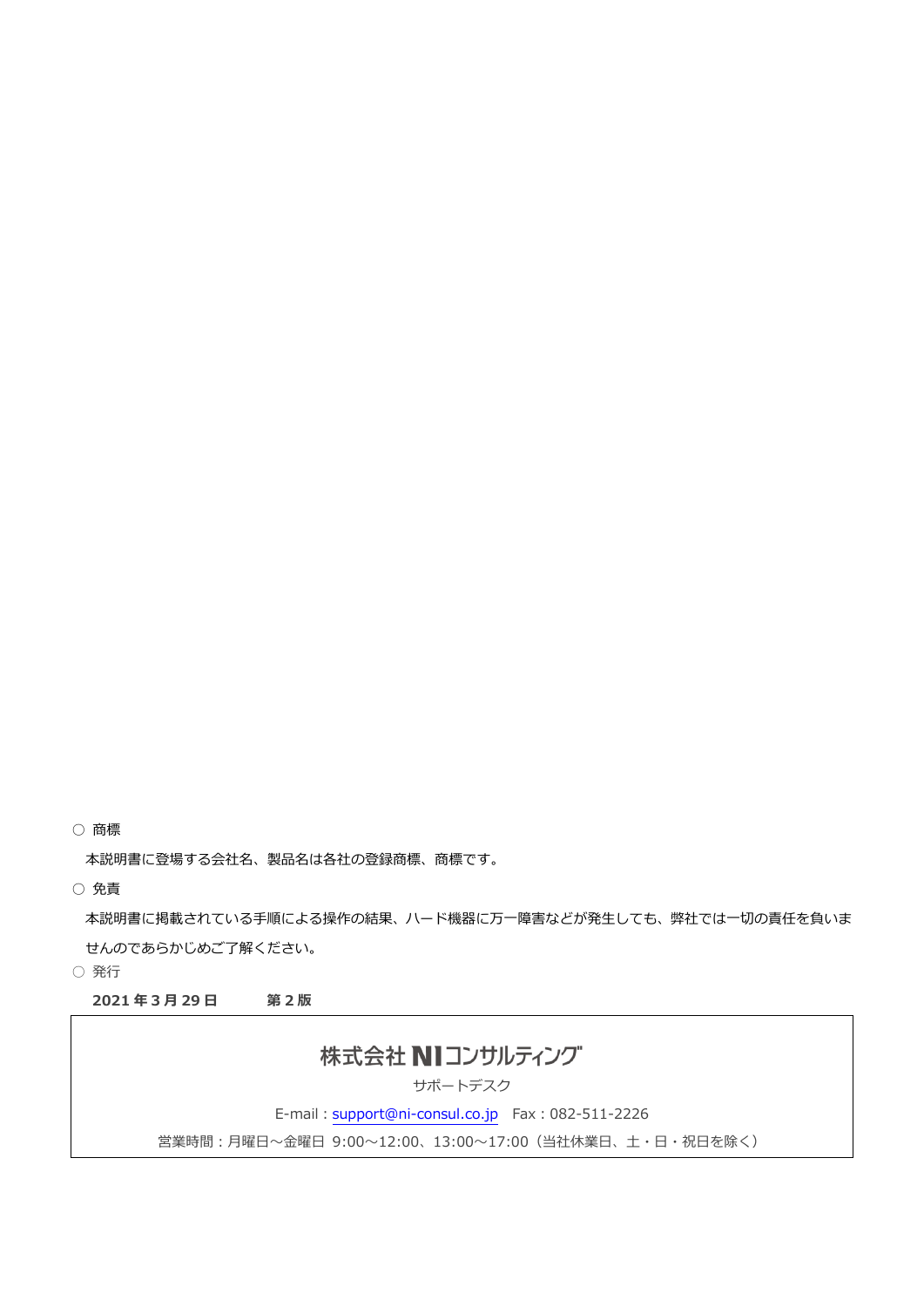○ 商標

本説明書に登場する会社名、製品名は各社の登録商標、商標です。

○ 免責

本説明書に掲載されている手順による操作の結果、ハード機器に万一障害などが発生しても、弊社では一切の責任を負いませんのであらかじめご了解ください。

○ 発行

**2021 年 3 月 29 日　　第 2 版**

---

**株式会社 NIコンサルティング**

サポートデスク

E-mail：support@ni-consul.co.jp　Fax：082-511-2226

営業時間：月曜日～金曜日 9:00～12:00、13:00～17:00（当社休業日、土・日・祝日を除く）